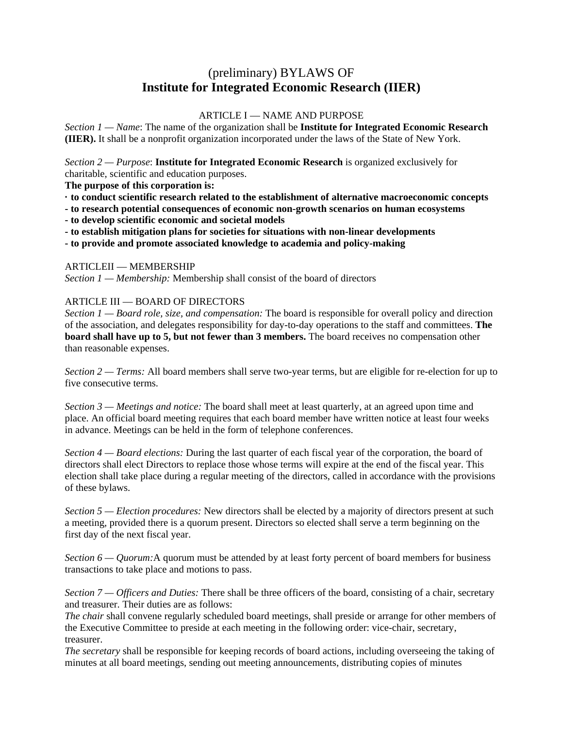# (preliminary) BYLAWS OF
# **Institute for Integrated Economic Research (IIER)**

ARTICLE I — NAME AND PURPOSE

*Section 1 — Name*: The name of the organization shall be **Institute for Integrated Economic Research (IIER).** It shall be a nonprofit organization incorporated under the laws of the State of New York.

*Section 2 — Purpose*: **Institute for Integrated Economic Research** is organized exclusively for charitable, scientific and education purposes.

**The purpose of this corporation is:**

**· to conduct scientific research related to the establishment of alternative macroeconomic concepts**
**- to research potential consequences of economic non-growth scenarios on human ecosystems**
**- to develop scientific economic and societal models**
**- to establish mitigation plans for societies for situations with non-linear developments**
**- to provide and promote associated knowledge to academia and policy-making**

ARTICLEII — MEMBERSHIP

*Section 1 — Membership:* Membership shall consist of the board of directors

ARTICLE III — BOARD OF DIRECTORS

*Section 1 — Board role, size, and compensation:* The board is responsible for overall policy and direction of the association, and delegates responsibility for day-to-day operations to the staff and committees. **The board shall have up to 5, but not fewer than 3 members.** The board receives no compensation other than reasonable expenses.

*Section 2 — Terms:* All board members shall serve two-year terms, but are eligible for re-election for up to five consecutive terms.

*Section 3 — Meetings and notice:* The board shall meet at least quarterly, at an agreed upon time and place. An official board meeting requires that each board member have written notice at least four weeks in advance. Meetings can be held in the form of telephone conferences.

*Section 4 — Board elections:* During the last quarter of each fiscal year of the corporation, the board of directors shall elect Directors to replace those whose terms will expire at the end of the fiscal year. This election shall take place during a regular meeting of the directors, called in accordance with the provisions of these bylaws.

*Section 5 — Election procedures:* New directors shall be elected by a majority of directors present at such a meeting, provided there is a quorum present. Directors so elected shall serve a term beginning on the first day of the next fiscal year.

*Section 6 — Quorum:*A quorum must be attended by at least forty percent of board members for business transactions to take place and motions to pass.

*Section 7 — Officers and Duties:* There shall be three officers of the board, consisting of a chair, secretary and treasurer. Their duties are as follows:

*The chair* shall convene regularly scheduled board meetings, shall preside or arrange for other members of the Executive Committee to preside at each meeting in the following order: vice-chair, secretary, treasurer.

*The secretary* shall be responsible for keeping records of board actions, including overseeing the taking of minutes at all board meetings, sending out meeting announcements, distributing copies of minutes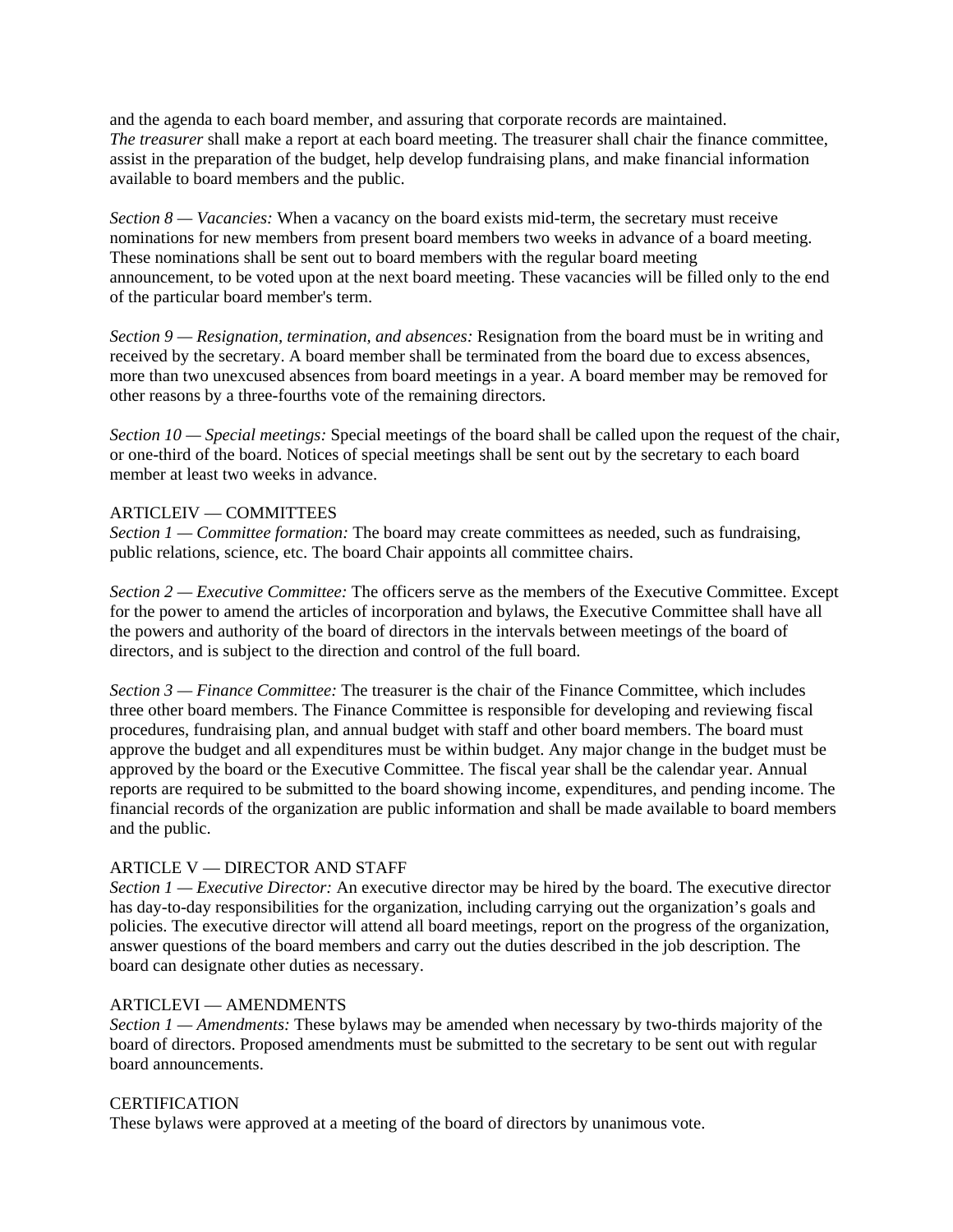and the agenda to each board member, and assuring that corporate records are maintained.
*The treasurer* shall make a report at each board meeting. The treasurer shall chair the finance committee, assist in the preparation of the budget, help develop fundraising plans, and make financial information available to board members and the public.

*Section 8 — Vacancies:* When a vacancy on the board exists mid-term, the secretary must receive nominations for new members from present board members two weeks in advance of a board meeting. These nominations shall be sent out to board members with the regular board meeting announcement, to be voted upon at the next board meeting. These vacancies will be filled only to the end of the particular board member's term.

*Section 9 — Resignation, termination, and absences:* Resignation from the board must be in writing and received by the secretary. A board member shall be terminated from the board due to excess absences, more than two unexcused absences from board meetings in a year. A board member may be removed for other reasons by a three-fourths vote of the remaining directors.

*Section 10 — Special meetings:* Special meetings of the board shall be called upon the request of the chair, or one-third of the board. Notices of special meetings shall be sent out by the secretary to each board member at least two weeks in advance.

ARTICLEIV — COMMITTEES
*Section 1 — Committee formation:* The board may create committees as needed, such as fundraising, public relations, science, etc. The board Chair appoints all committee chairs.

*Section 2 — Executive Committee:* The officers serve as the members of the Executive Committee. Except for the power to amend the articles of incorporation and bylaws, the Executive Committee shall have all the powers and authority of the board of directors in the intervals between meetings of the board of directors, and is subject to the direction and control of the full board.

*Section 3 — Finance Committee:* The treasurer is the chair of the Finance Committee, which includes three other board members. The Finance Committee is responsible for developing and reviewing fiscal procedures, fundraising plan, and annual budget with staff and other board members. The board must approve the budget and all expenditures must be within budget. Any major change in the budget must be approved by the board or the Executive Committee. The fiscal year shall be the calendar year. Annual reports are required to be submitted to the board showing income, expenditures, and pending income. The financial records of the organization are public information and shall be made available to board members and the public.

ARTICLE V — DIRECTOR AND STAFF
*Section 1 — Executive Director:* An executive director may be hired by the board. The executive director has day-to-day responsibilities for the organization, including carrying out the organization's goals and policies. The executive director will attend all board meetings, report on the progress of the organization, answer questions of the board members and carry out the duties described in the job description. The board can designate other duties as necessary.

ARTICLEVI — AMENDMENTS
*Section 1 — Amendments:* These bylaws may be amended when necessary by two-thirds majority of the board of directors. Proposed amendments must be submitted to the secretary to be sent out with regular board announcements.

CERTIFICATION
These bylaws were approved at a meeting of the board of directors by unanimous vote.